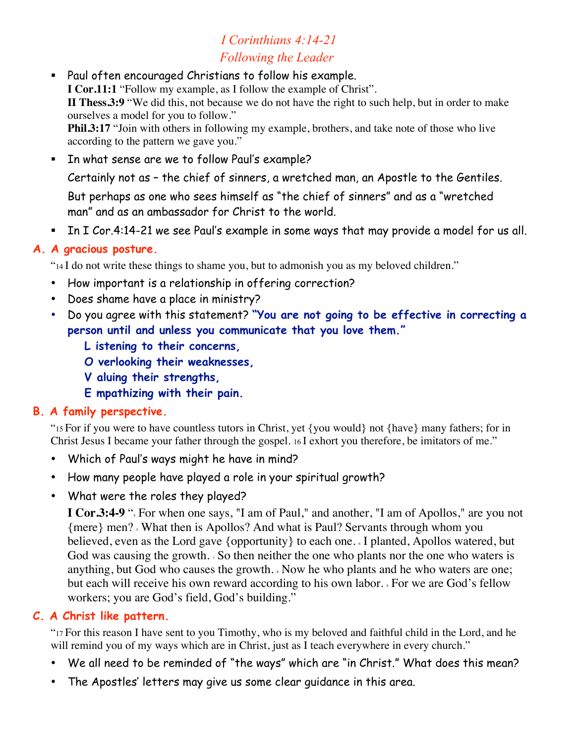# *I Corinthians 4:14-21*
## *Following the Leader*

- Paul often encouraged Christians to follow his example.
  **I Cor.11:1** "Follow my example, as I follow the example of Christ".
  **II Thess.3:9** "We did this, not because we do not have the right to such help, but in order to make ourselves a model for you to follow."
  **Phil.3:17** "Join with others in following my example, brothers, and take note of those who live according to the pattern we gave you."
- In what sense are we to follow Paul's example?

  Certainly not as – the chief of sinners, a wretched man, an Apostle to the Gentiles.

  But perhaps as one who sees himself as "the chief of sinners" and as a "wretched man" and as an ambassador for Christ to the world.
- In I Cor.4:14-21 we see Paul's example in some ways that may provide a model for us all.

### A. A gracious posture.

"14 I do not write these things to shame you, but to admonish you as my beloved children."

- How important is a relationship in offering correction?
- Does shame have a place in ministry?
- Do you agree with this statement? **"You are not going to be effective in correcting a person until and unless you communicate that you love them."**
  - **L istening to their concerns,**
  - **O verlooking their weaknesses,**
  - **V aluing their strengths,**
  - **E mpathizing with their pain.**

### B. A family perspective.

"15 For if you were to have countless tutors in Christ, yet {you would} not {have} many fathers; for in Christ Jesus I became your father through the gospel. 16 I exhort you therefore, be imitators of me."

- Which of Paul's ways might he have in mind?
- How many people have played a role in your spiritual growth?
- What were the roles they played?

  **I Cor.3:4-9** "4 For when one says, "I am of Paul," and another, "I am of Apollos," are you not {mere} men? 5 What then is Apollos? And what is Paul? Servants through whom you believed, even as the Lord gave {opportunity} to each one. 6 I planted, Apollos watered, but God was causing the growth. 7 So then neither the one who plants nor the one who waters is anything, but God who causes the growth. 8 Now he who plants and he who waters are one; but each will receive his own reward according to his own labor. 9 For we are God's fellow workers; you are God's field, God's building."

### C. A Christ like pattern.

"17 For this reason I have sent to you Timothy, who is my beloved and faithful child in the Lord, and he will remind you of my ways which are in Christ, just as I teach everywhere in every church."

- We all need to be reminded of "the ways" which are "in Christ." What does this mean?
- The Apostles' letters may give us some clear guidance in this area.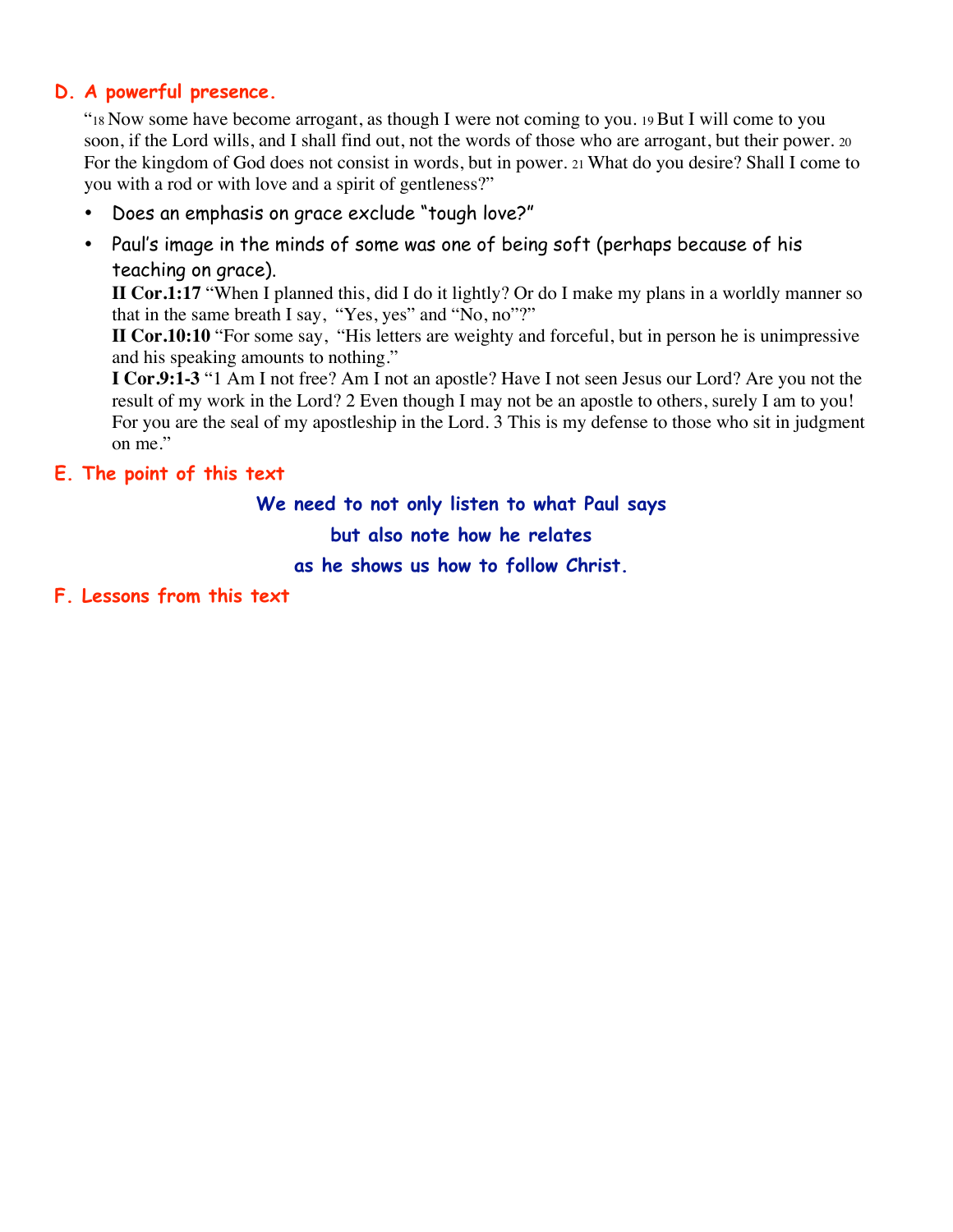## D. A powerful presence.

"18 Now some have become arrogant, as though I were not coming to you. 19 But I will come to you soon, if the Lord wills, and I shall find out, not the words of those who are arrogant, but their power. 20 For the kingdom of God does not consist in words, but in power. 21 What do you desire? Shall I come to you with a rod or with love and a spirit of gentleness?"

- Does an emphasis on grace exclude "tough love?"
- Paul's image in the minds of some was one of being soft (perhaps because of his teaching on grace).

**II Cor.1:17** "When I planned this, did I do it lightly? Or do I make my plans in a worldly manner so that in the same breath I say, "Yes, yes" and "No, no"?"

**II Cor.10:10** "For some say, "His letters are weighty and forceful, but in person he is unimpressive and his speaking amounts to nothing."

**I Cor.9:1-3** "1 Am I not free? Am I not an apostle? Have I not seen Jesus our Lord? Are you not the result of my work in the Lord? 2 Even though I may not be an apostle to others, surely I am to you! For you are the seal of my apostleship in the Lord. 3 This is my defense to those who sit in judgment on me."

## E. The point of this text

**We need to not only listen to what Paul says**
**but also note how he relates**
**as he shows us how to follow Christ.**

## F. Lessons from this text